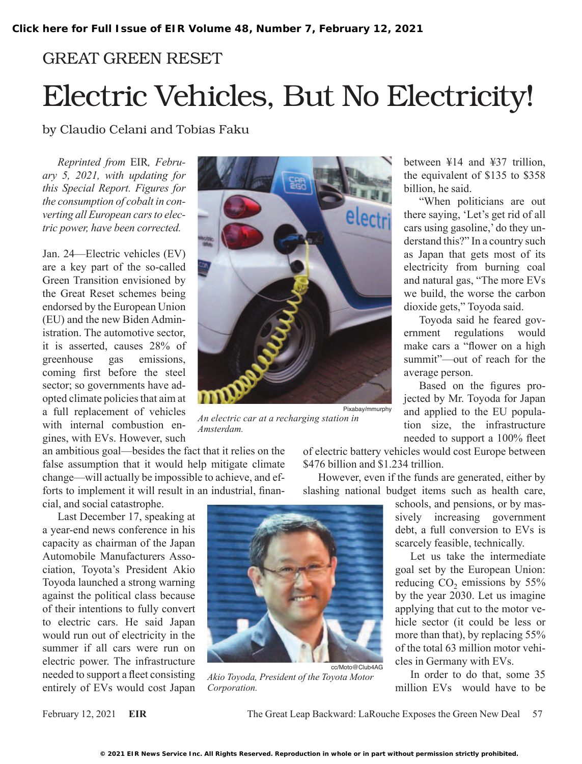GREAT GREEN RESET

# Electric Vehicles, But No Electricity!

by Claudio Celani and Tobias Faku

*Reprinted from* EIR*, February 5, 2021, with updating for this Special Report. Figures for the consumption of cobalt in converting all European cars to electric power, have been corrected.*

Jan. 24—Electric vehicles (EV) are a key part of the so-called Green Transition envisioned by the Great Reset schemes being endorsed by the European Union (EU) and the new Biden Administration. The automotive sector, it is asserted, causes 28% of greenhouse gas emissions, coming first before the steel sector; so governments have adopted climate policies that aim at a full replacement of vehicles with internal combustion engines, with EVs. However, such an ambitious goal—besides the fact that it relies on the false assumption that it would help mitigate climate change—will actually be impossible to achieve, and efforts to implement it will result in an industrial, financial, and social catastrophe.

*An electric car at a recharging station in Amsterdam.*

Last December 17, speaking at a year-end news conference in his capacity as chairman of the Japan Automobile Manufacturers Association, Toyota's President Akio Toyoda launched a strong warning against the political class because of their intentions to fully convert to electric cars. He said Japan would run out of electricity in the summer if all cars were run on electric power. The infrastructure needed to support a fleet consisting entirely of EVs would cost Japan between ¥14 and ¥37 trillion, the equivalent of $135 to $358 billion, he said.

*Akio Toyoda, President of the Toyota Motor Corporation.*

"When politicians are out there saying, 'Let's get rid of all cars using gasoline,' do they understand this?" In a country such as Japan that gets most of its electricity from burning coal and natural gas, "The more EVs we build, the worse the carbon dioxide gets," Toyoda said.

Toyoda said he feared government regulations would make cars a "flower on a high summit"—out of reach for the average person.

Based on the figures projected by Mr. Toyoda for Japan and applied to the EU population size, the infrastructure needed to support a 100% fleet of electric battery vehicles would cost Europe between $476 billion and $1.234 trillion.

However, even if the funds are generated, either by slashing national budget items such as health care, schools, and pensions, or by massively increasing government debt, a full conversion to EVs is scarcely feasible, technically.

Let us take the intermediate goal set by the European Union: reducing $CO_2$ emissions by 55% by the year 2030. Let us imagine applying that cut to the motor vehicle sector (it could be less or more than that), by replacing 55% of the total 63 million motor vehicles in Germany with EVs.

In order to do that, some 35 million EVs would have to be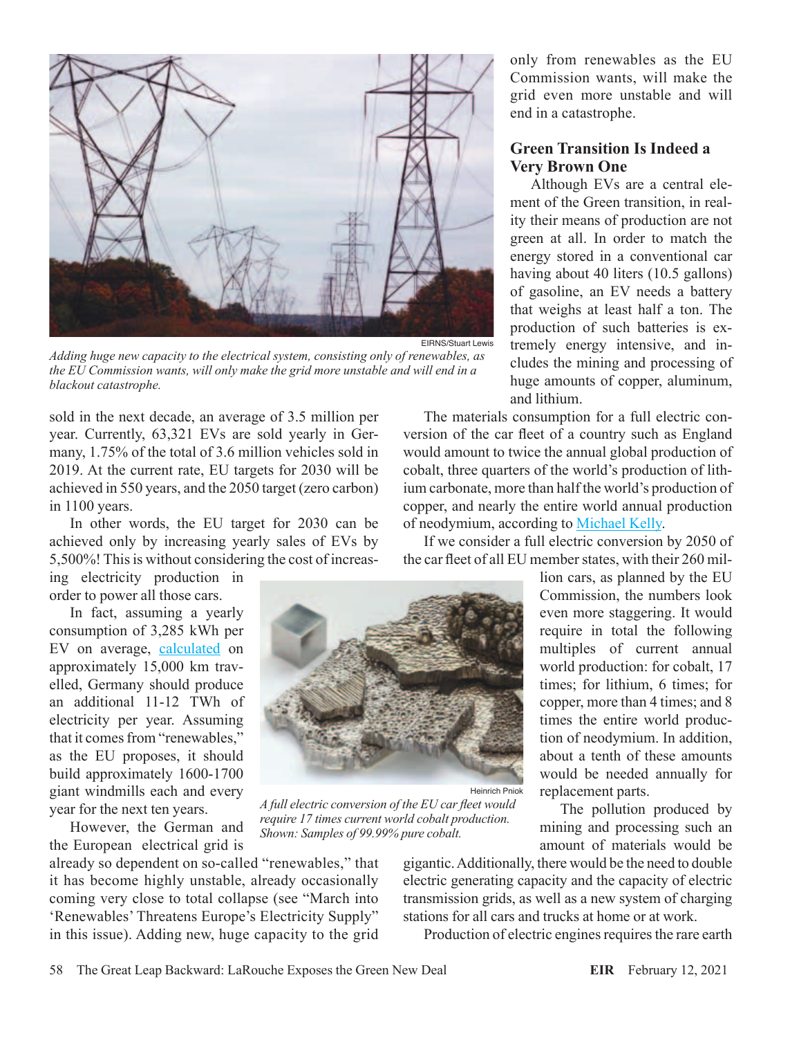*Adding huge new capacity to the electrical system, consisting only of renewables, as the EU Commission wants, will only make the grid more unstable and will end in a blackout catastrophe.*

sold in the next decade, an average of 3.5 million per year. Currently, 63,321 EVs are sold yearly in Germany, 1.75% of the total of 3.6 million vehicles sold in 2019. At the current rate, EU targets for 2030 will be achieved in 550 years, and the 2050 target (zero carbon) in 1100 years.

In other words, the EU target for 2030 can be achieved only by increasing yearly sales of EVs by 5,500%! This is without considering the cost of increasing electricity production in order to power all those cars.

In fact, assuming a yearly consumption of 3,285 kWh per EV on average, calculated on approximately 15,000 km travelled, Germany should produce an additional 11-12 TWh of electricity per year. Assuming that it comes from "renewables," as the EU proposes, it should build approximately 1600-1700 giant windmills each and every year for the next ten years.

However, the German and the European electrical grid is already so dependent on so-called "renewables," that it has become highly unstable, already occasionally coming very close to total collapse (see "March into 'Renewables' Threatens Europe's Electricity Supply" in this issue). Adding new, huge capacity to the grid only from renewables as the EU Commission wants, will make the grid even more unstable and will end in a catastrophe.

## Green Transition Is Indeed a Very Brown One

Although EVs are a central element of the Green transition, in reality their means of production are not green at all. In order to match the energy stored in a conventional car having about 40 liters (10.5 gallons) of gasoline, an EV needs a battery that weighs at least half a ton. The production of such batteries is extremely energy intensive, and includes the mining and processing of huge amounts of copper, aluminum, and lithium.

The materials consumption for a full electric conversion of the car fleet of a country such as England would amount to twice the annual global production of cobalt, three quarters of the world's production of lithium carbonate, more than half the world's production of copper, and nearly the entire world annual production of neodymium, according to Michael Kelly.

If we consider a full electric conversion by 2050 of the car fleet of all EU member states, with their 260 million cars, as planned by the EU Commission, the numbers look even more staggering. It would require in total the following multiples of current annual world production: for cobalt, 17 times; for lithium, 6 times; for copper, more than 4 times; and 8 times the entire world production of neodymium. In addition, about a tenth of these amounts would be needed annually for replacement parts.

*A full electric conversion of the EU car fleet would require 17 times current world cobalt production. Shown: Samples of 99.99% pure cobalt.*

The pollution produced by mining and processing such an amount of materials would be gigantic. Additionally, there would be the need to double electric generating capacity and the capacity of electric transmission grids, as well as a new system of charging stations for all cars and trucks at home or at work.

Production of electric engines requires the rare earth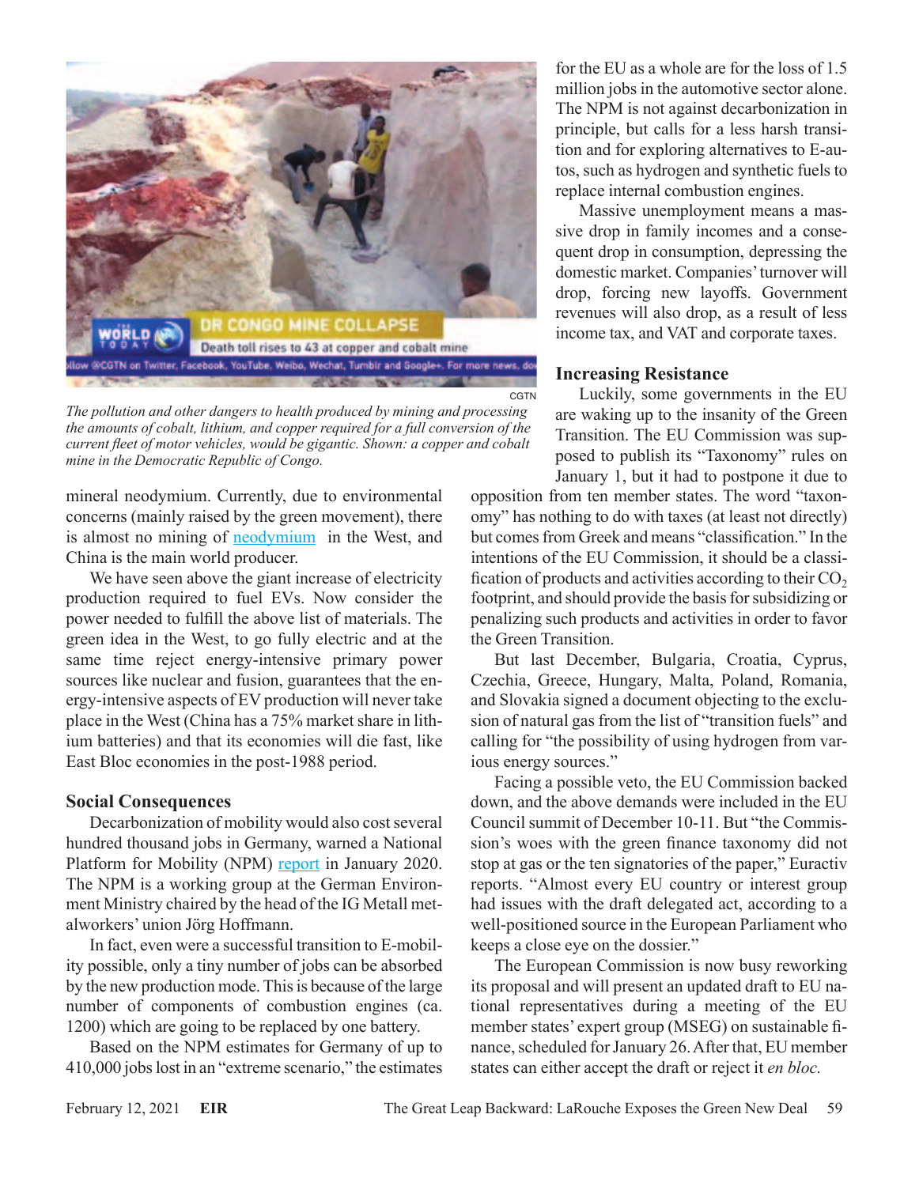CGTN

*The pollution and other dangers to health produced by mining and processing the amounts of cobalt, lithium, and copper required for a full conversion of the current fleet of motor vehicles, would be gigantic. Shown: a copper and cobalt mine in the Democratic Republic of Congo.*

mineral neodymium. Currently, due to environmental concerns (mainly raised by the green movement), there is almost no mining of neodymium in the West, and China is the main world producer.

We have seen above the giant increase of electricity production required to fuel EVs. Now consider the power needed to fulfill the above list of materials. The green idea in the West, to go fully electric and at the same time reject energy-intensive primary power sources like nuclear and fusion, guarantees that the energy-intensive aspects of EV production will never take place in the West (China has a 75% market share in lithium batteries) and that its economies will die fast, like East Bloc economies in the post-1988 period.

## Social Consequences

Decarbonization of mobility would also cost several hundred thousand jobs in Germany, warned a National Platform for Mobility (NPM) report in January 2020. The NPM is a working group at the German Environment Ministry chaired by the head of the IG Metall metalworkers' union Jörg Hoffmann.

In fact, even were a successful transition to E-mobility possible, only a tiny number of jobs can be absorbed by the new production mode. This is because of the large number of components of combustion engines (ca. 1200) which are going to be replaced by one battery.

Based on the NPM estimates for Germany of up to 410,000 jobs lost in an "extreme scenario," the estimates for the EU as a whole are for the loss of 1.5 million jobs in the automotive sector alone. The NPM is not against decarbonization in principle, but calls for a less harsh transition and for exploring alternatives to E-autos, such as hydrogen and synthetic fuels to replace internal combustion engines.

Massive unemployment means a massive drop in family incomes and a consequent drop in consumption, depressing the domestic market. Companies' turnover will drop, forcing new layoffs. Government revenues will also drop, as a result of less income tax, and VAT and corporate taxes.

## Increasing Resistance

Luckily, some governments in the EU are waking up to the insanity of the Green Transition. The EU Commission was supposed to publish its "Taxonomy" rules on January 1, but it had to postpone it due to opposition from ten member states. The word "taxonomy" has nothing to do with taxes (at least not directly) but comes from Greek and means "classification." In the intentions of the EU Commission, it should be a classification of products and activities according to their $CO_2$ footprint, and should provide the basis for subsidizing or penalizing such products and activities in order to favor the Green Transition.

But last December, Bulgaria, Croatia, Cyprus, Czechia, Greece, Hungary, Malta, Poland, Romania, and Slovakia signed a document objecting to the exclusion of natural gas from the list of "transition fuels" and calling for "the possibility of using hydrogen from various energy sources."

Facing a possible veto, the EU Commission backed down, and the above demands were included in the EU Council summit of December 10-11. But "the Commission's woes with the green finance taxonomy did not stop at gas or the ten signatories of the paper," Euractiv reports. "Almost every EU country or interest group had issues with the draft delegated act, according to a well-positioned source in the European Parliament who keeps a close eye on the dossier."

The European Commission is now busy reworking its proposal and will present an updated draft to EU national representatives during a meeting of the EU member states' expert group (MSEG) on sustainable finance, scheduled for January 26. After that, EU member states can either accept the draft or reject it *en bloc.*